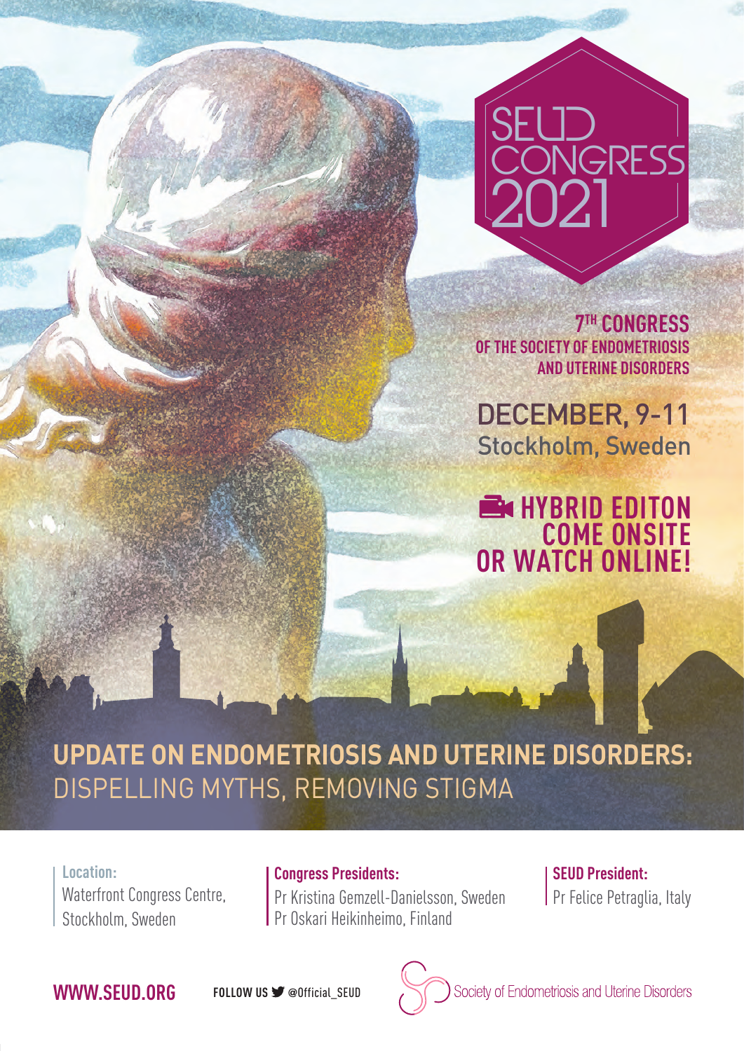# SEUD CONGRESS 2021

**7TH CONGRESS**
**OF THE SOCIETY OF ENDOMETRIOSIS AND UTERINE DISORDERS**

## DECEMBER, 9-11
Stockholm, Sweden

**HYBRID EDITON**
**COME ONSITE**
**OR WATCH ONLINE!**

## UPDATE ON ENDOMETRIOSIS AND UTERINE DISORDERS: DISPELLING MYTHS, REMOVING STIGMA

**Location:**
Waterfront Congress Centre,
Stockholm, Sweden

**Congress Presidents:**
Pr Kristina Gemzell-Danielsson, Sweden
Pr Oskari Heikinheimo, Finland

**SEUD President:**
Pr Felice Petraglia, Italy

**WWW.SEUD.ORG**

FOLLOW US @Official_SEUD

Society of Endometriosis and Uterine Disorders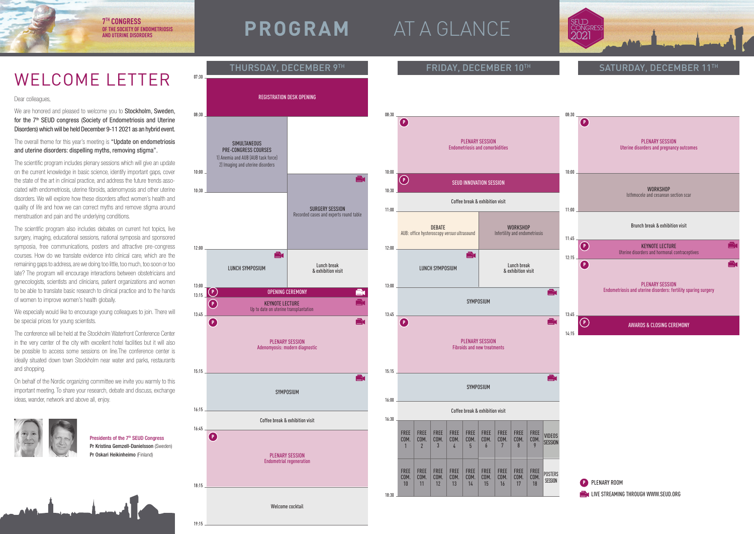7TH CONGRESS OF THE SOCIETY OF ENDOMETRIOSIS AND UTERINE DISORDERS

# PROGRAM AT A GLANCE

SEUD CONGRESS 2021

# WELCOME LETTER

Dear colleagues,

We are honored and pleased to welcome you to Stockholm, Sweden, for the 7th SEUD congress (Society of Endometriosis and Uterine Disorders) which will be held December 9-11 2021 as an hybrid event.

The overall theme for this year's meeting is "Update on endometriosis and uterine disorders: dispelling myths, removing stigma".

The scientific program includes plenary sessions which will give an update on the current knowledge in basic science, identify important gaps, cover the state of the art in clinical practice, and address the future trends associated with endometriosis, uterine fibroids, adenomyosis and other uterine disorders. We will explore how these disorders affect women's health and quality of life and how we can correct myths and remove stigma around menstruation and pain and the underlying conditions.

The scientific program also includes debates on current hot topics, live surgery, imaging, educational sessions, national symposia and sponsored symposia, free communications, posters and attractive pre-congress courses. How do we translate evidence into clinical care, which are the remaining gaps to address, are we doing too little, too much, too soon or too late? The program will encourage interactions between obstetricians and gynecologists, scientists and clinicians, patient organizations and women to be able to translate basic research to clinical practice and to the hands of women to improve women's health globally.

We especially would like to encourage young colleagues to join. There will be special prices for young scientists.

The conference will be held at the Stockholm Waterfront Conference Center in the very center of the city with excellent hotel facilities but it will also be possible to access some sessions on line. The conference center is ideally situated down town Stockholm near water and parks, restaurants and shopping.

On behalf of the Nordic organizing committee we invite you warmly to this important meeting. To share your research, debate and discuss, exchange ideas, wander, network and above all, enjoy.

Presidents of the 7th SEUD Congress
Pr Kristina Gemzell-Danielsson (Sweden)
Pr Oskari Heikinheimo (Finland)

## THURSDAY, DECEMBER 9TH

| Time | Session |
|---|---|
| 07:30 – 08:30 | REGISTRATION DESK OPENING |
| 08:30 – 10:30 | SIMULTANEOUS PRE-CONGRESS COURSES: 1) Anemia and AUB (AUB task force) 2) Imaging and uterine disorders |
| 10:00 – 12:00 | SURGERY SESSION – Recorded cases and experts round table (live streaming) |
| 12:00 – 13:00 | LUNCH SYMPOSIUM (live streaming) / Lunch break & exhibition visit |
| 13:00 – 13:15 | (P) OPENING CEREMONY (live streaming) |
| 13:15 – 13:45 | (P) KEYNOTE LECTURE – Up to date on uterine transplantation (live streaming) |
| 13:45 – 15:15 | (P) PLENARY SESSION – Adenomyosis: modern diagnostic (live streaming) |
| 15:15 – 16:15 | SYMPOSIUM (live streaming) |
| 16:15 – 16:45 | Coffee break & exhibition visit |
| 16:45 – 18:15 | (P) PLENARY SESSION – Endometrial regeneration |
| 18:15 – 19:15 | Welcome cocktail |

## FRIDAY, DECEMBER 10TH

| Time | Session |
|---|---|
| 08:30 – 10:00 | (P) PLENARY SESSION – Endometriosis and comorbidities |
| 10:00 – 10:30 | (P) SEUD INNOVATION SESSION |
| 10:30 – 11:00 | Coffee break & exhibition visit |
| 11:00 – 12:00 | DEBATE – AUB: office hysteroscopy *versus* ultrasound / WORKSHOP – Infertility and endometriosis |
| 12:00 – 13:00 | LUNCH SYMPOSIUM (live streaming) / Lunch break & exhibition visit |
| 13:00 – 13:45 | SYMPOSIUM (live streaming) |
| 13:45 – 15:15 | (P) PLENARY SESSION – Fibroids and new treatments (live streaming) |
| 15:15 – 16:00 | SYMPOSIUM (live streaming) |
| 16:00 – 16:30 | Coffee break & exhibition visit |
| 16:30 – 18:30 | FREE COM. 1 to 9, VIDEOS SESSION; FREE COM. 10 to 18, POSTERS SESSION |

## SATURDAY, DECEMBER 11TH

| Time | Session |
|---|---|
| 08:30 – 10:00 | (P) PLENARY SESSION – Uterine disorders and pregnancy outcomes |
| 10:00 – 11:00 | WORKSHOP – Isthmocele and cesarean section scar |
| 11:00 – 11:45 | Brunch break & exhibition visit |
| 11:45 – 12:15 | (P) KEYNOTE LECTURE – Uterine disorders and hormonal contraceptives (live streaming) |
| 12:15 – 13:45 | (P) PLENARY SESSION – Endometriosis and uterine disorders: fertility sparing surgery (live streaming) |
| 13:45 – 14:15 | (P) AWARDS & CLOSING CEREMONY |

(P) PLENARY ROOM

LIVE STREAMING THROUGH WWW.SEUD.ORG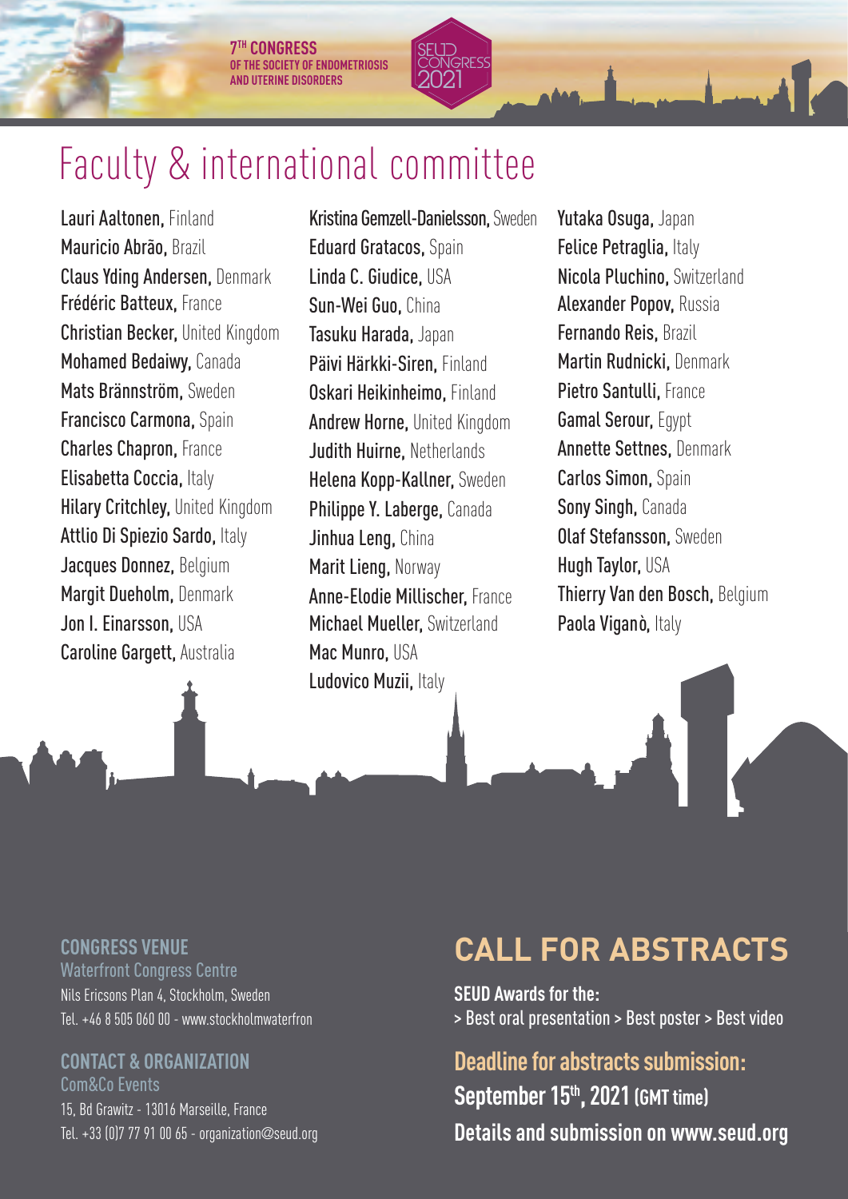7[TH] CONGRESS OF THE SOCIETY OF ENDOMETRIOSIS AND UTERINE DISORDERS

SEUD CONGRESS 2021

# Faculty & international committee

**Lauri Aaltonen,** Finland
**Mauricio Abrão,** Brazil
**Claus Yding Andersen,** Denmark
**Frédéric Batteux,** France
**Christian Becker,** United Kingdom
**Mohamed Bedaiwy,** Canada
**Mats Brännström,** Sweden
**Francisco Carmona,** Spain
**Charles Chapron,** France
**Elisabetta Coccia,** Italy
**Hilary Critchley,** United Kingdom
**Attlio Di Spiezio Sardo,** Italy
**Jacques Donnez,** Belgium
**Margit Dueholm,** Denmark
**Jon I. Einarsson,** USA
**Caroline Gargett,** Australia
**Kristina Gemzell-Danielsson,** Sweden
**Eduard Gratacos,** Spain
**Linda C. Giudice,** USA
**Sun-Wei Guo,** China
**Tasuku Harada,** Japan
**Päivi Härkki-Siren,** Finland
**Oskari Heikinheimo,** Finland
**Andrew Horne,** United Kingdom
**Judith Huirne,** Netherlands
**Helena Kopp-Kallner,** Sweden
**Philippe Y. Laberge,** Canada
**Jinhua Leng,** China
**Marit Lieng,** Norway
**Anne-Elodie Millischer,** France
**Michael Mueller,** Switzerland
**Mac Munro,** USA
**Ludovico Muzii,** Italy
**Yutaka Osuga,** Japan
**Felice Petraglia,** Italy
**Nicola Pluchino,** Switzerland
**Alexander Popov,** Russia
**Fernando Reis,** Brazil
**Martin Rudnicki,** Denmark
**Pietro Santulli,** France
**Gamal Serour,** Egypt
**Annette Settnes,** Denmark
**Carlos Simon,** Spain
**Sony Singh,** Canada
**Olaf Stefansson,** Sweden
**Hugh Taylor,** USA
**Thierry Van den Bosch,** Belgium
**Paola Viganò,** Italy

## CONGRESS VENUE

Waterfront Congress Centre
Nils Ericsons Plan 4, Stockholm, Sweden
Tel. +46 8 505 060 00 - www.stockholmwaterfron

## CONTACT & ORGANIZATION

Com&Co Events
15, Bd Grawitz - 13016 Marseille, France
Tel. +33 (0)7 77 91 00 65 - organization@seud.org

# CALL FOR ABSTRACTS

**SEUD Awards for the:**
> Best oral presentation > Best poster > Best video

**Deadline for abstracts submission:**
**September 15th, 2021 (GMT time)**
**Details and submission on www.seud.org**